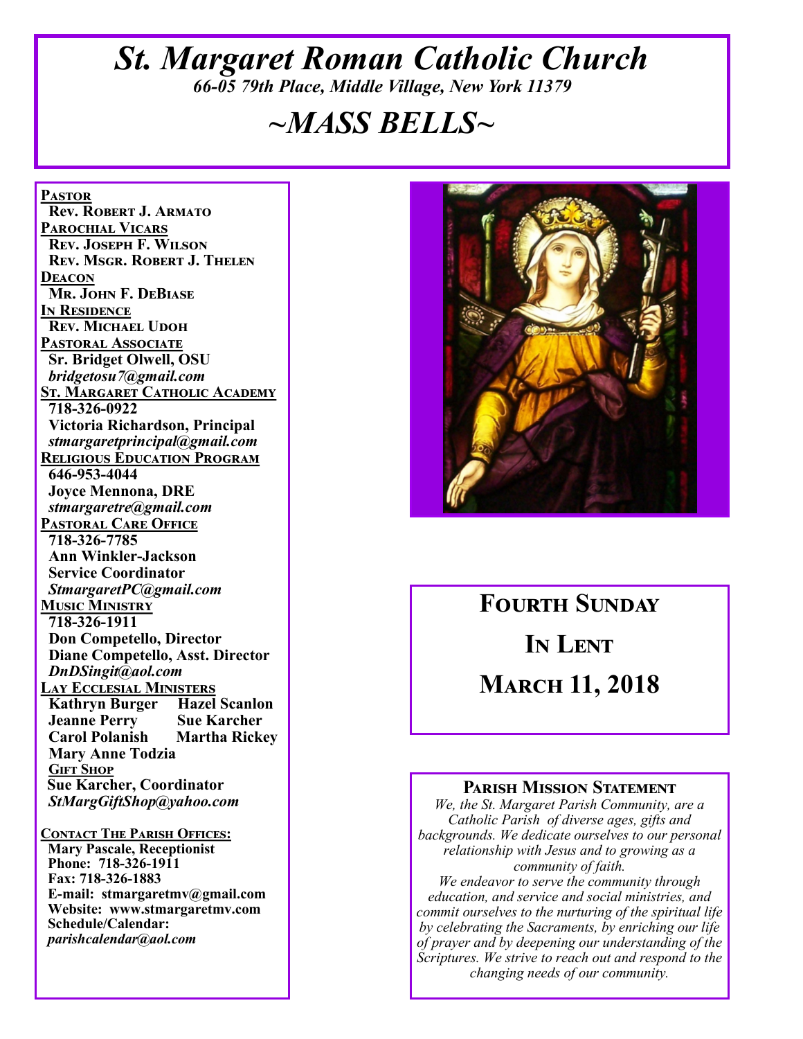# *St. Margaret Roman Catholic Church*

*66-05 79th Place, Middle Village, New York 11379*

# *~MASS BELLS~*

**PASTOR**
Rev. Robert J. Armato

**PAROCHIAL VICARS**
Rev. Joseph F. Wilson
Rev. Msgr. Robert J. Thelen

**DEACON**
Mr. John F. DeBiase

**IN RESIDENCE**
Rev. Michael Udoh

**PASTORAL ASSOCIATE**
Sr. Bridget Olwell, OSU
*bridgetosu7@gmail.com*

**ST. MARGARET CATHOLIC ACADEMY**
718-326-0922
Victoria Richardson, Principal
*stmargaretprincipal@gmail.com*

**RELIGIOUS EDUCATION PROGRAM**
646-953-4044
Joyce Mennona, DRE
*stmargaretre@gmail.com*

**PASTORAL CARE OFFICE**
718-326-7785
Ann Winkler-Jackson
Service Coordinator
*StmargaretPC@gmail.com*

**MUSIC MINISTRY**
718-326-1911
Don Competello, Director
Diane Competello, Asst. Director
*DnDSingit@aol.com*

**LAY ECCLESIAL MINISTERS**
Kathryn Burger
Hazel Scanlon
Jeanne Perry
Sue Karcher
Carol Polanish
Martha Rickey
Mary Anne Todzia

**GIFT SHOP**
Sue Karcher, Coordinator
*StMargGiftShop@yahoo.com*

**CONTACT THE PARISH OFFICES:**
Mary Pascale, Receptionist
Phone: 718-326-1911
Fax: 718-326-1883
E-mail: stmargaretmv@gmail.com
Website: www.stmargaretmv.com
Schedule/Calendar:
*parishcalendar@aol.com*

## FOURTH SUNDAY IN LENT

## MARCH 11, 2018

### PARISH MISSION STATEMENT

*We, the St. Margaret Parish Community, are a Catholic Parish of diverse ages, gifts and backgrounds. We dedicate ourselves to our personal relationship with Jesus and to growing as a community of faith.*
*We endeavor to serve the community through education, and service and social ministries, and commit ourselves to the nurturing of the spiritual life by celebrating the Sacraments, by enriching our life of prayer and by deepening our understanding of the Scriptures. We strive to reach out and respond to the changing needs of our community.*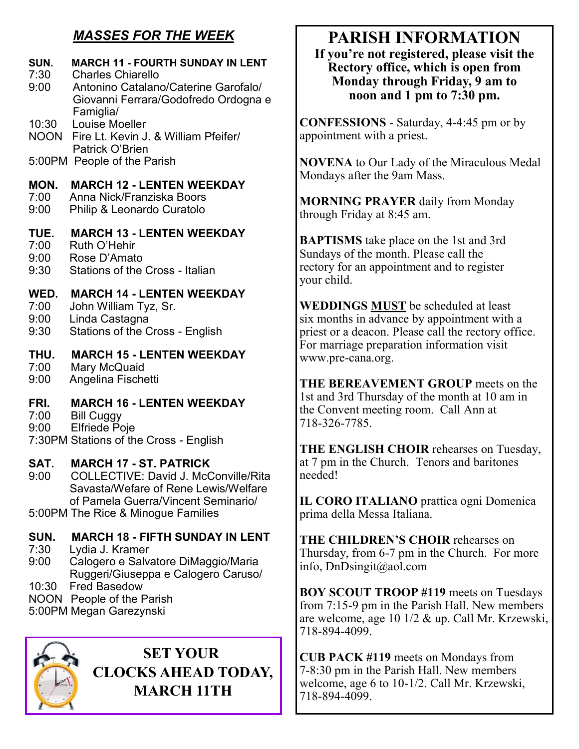## *MASSES FOR THE WEEK*

**SUN. MARCH 11 - FOURTH SUNDAY IN LENT**

7:30 Charles Chiarello
9:00 Antonino Catalano/Caterine Garofalo/ Giovanni Ferrara/Godofredo Ordogna e Famiglia/
10:30 Louise Moeller
NOON Fire Lt. Kevin J. & William Pfeifer/ Patrick O'Brien
5:00PM People of the Parish

**MON. MARCH 12 - LENTEN WEEKDAY**

7:00 Anna Nick/Franziska Boors
9:00 Philip & Leonardo Curatolo

**TUE. MARCH 13 - LENTEN WEEKDAY**

7:00 Ruth O'Hehir
9:00 Rose D'Amato
9:30 Stations of the Cross - Italian

**WED. MARCH 14 - LENTEN WEEKDAY**

7:00 John William Tyz, Sr.
9:00 Linda Castagna
9:30 Stations of the Cross - English

**THU. MARCH 15 - LENTEN WEEKDAY**

7:00 Mary McQuaid
9:00 Angelina Fischetti

**FRI. MARCH 16 - LENTEN WEEKDAY**

7:00 Bill Cuggy
9:00 Elfriede Poje
7:30PM Stations of the Cross - English

**SAT. MARCH 17 - ST. PATRICK**

9:00 COLLECTIVE: David J. McConville/Rita Savasta/Wefare of Rene Lewis/Welfare of Pamela Guerra/Vincent Seminario/
5:00PM The Rice & Minogue Families

**SUN. MARCH 18 - FIFTH SUNDAY IN LENT**

7:30 Lydia J. Kramer
9:00 Calogero e Salvatore DiMaggio/Maria Ruggeri/Giuseppa e Calogero Caruso/
10:30 Fred Basedow
NOON People of the Parish
5:00PM Megan Garezynski

**SET YOUR CLOCKS AHEAD TODAY, MARCH 11TH**

# PARISH INFORMATION

**If you're not registered, please visit the Rectory office, which is open from Monday through Friday, 9 am to noon and 1 pm to 7:30 pm.**

**CONFESSIONS** - Saturday, 4-4:45 pm or by appointment with a priest.

**NOVENA** to Our Lady of the Miraculous Medal Mondays after the 9am Mass.

**MORNING PRAYER** daily from Monday through Friday at 8:45 am.

**BAPTISMS** take place on the 1st and 3rd Sundays of the month. Please call the rectory for an appointment and to register your child.

**WEDDINGS <u>MUST</u>** be scheduled at least six months in advance by appointment with a priest or a deacon. Please call the rectory office. For marriage preparation information visit www.pre-cana.org.

**THE BEREAVEMENT GROUP** meets on the 1st and 3rd Thursday of the month at 10 am in the Convent meeting room. Call Ann at 718-326-7785.

**THE ENGLISH CHOIR** rehearses on Tuesday, at 7 pm in the Church. Tenors and baritones needed!

**IL CORO ITALIANO** prattica ogni Domenica prima della Messa Italiana.

**THE CHILDREN'S CHOIR** rehearses on Thursday, from 6-7 pm in the Church. For more info, DnDsingit@aol.com

**BOY SCOUT TROOP #119** meets on Tuesdays from 7:15-9 pm in the Parish Hall. New members are welcome, age 10 1/2 & up. Call Mr. Krzewski, 718-894-4099.

**CUB PACK #119** meets on Mondays from 7-8:30 pm in the Parish Hall. New members welcome, age 6 to 10-1/2. Call Mr. Krzewski, 718-894-4099.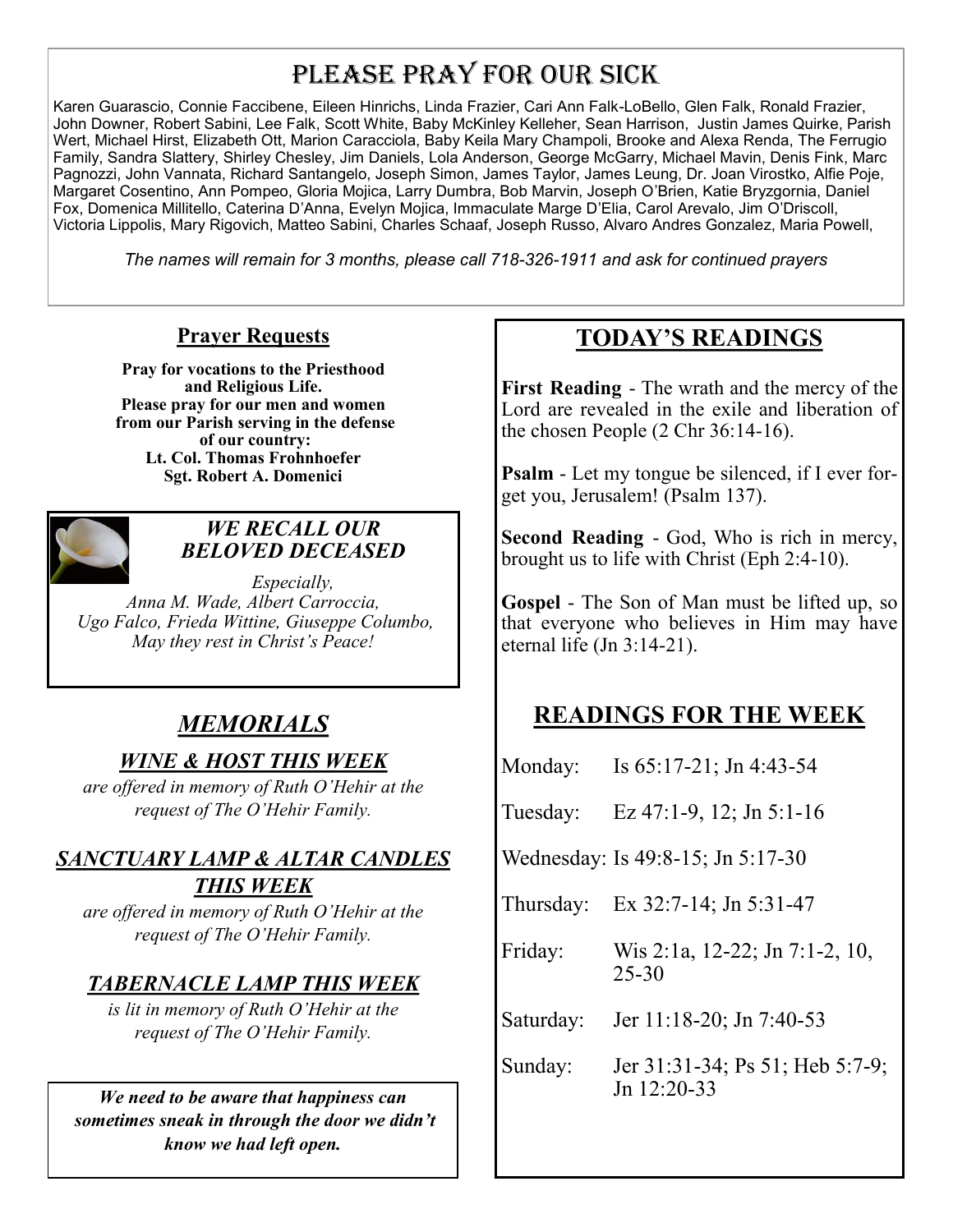# Please Pray for Our Sick

Karen Guarascio, Connie Faccibene, Eileen Hinrichs, Linda Frazier, Cari Ann Falk-LoBello, Glen Falk, Ronald Frazier, John Downer, Robert Sabini, Lee Falk, Scott White, Baby McKinley Kelleher, Sean Harrison, Justin James Quirke, Parish Wert, Michael Hirst, Elizabeth Ott, Marion Caracciola, Baby Keila Mary Champoli, Brooke and Alexa Renda, The Ferrugio Family, Sandra Slattery, Shirley Chesley, Jim Daniels, Lola Anderson, George McGarry, Michael Mavin, Denis Fink, Marc Pagnozzi, John Vannata, Richard Santangelo, Joseph Simon, James Taylor, James Leung, Dr. Joan Virostko, Alfie Poje, Margaret Cosentino, Ann Pompeo, Gloria Mojica, Larry Dumbra, Bob Marvin, Joseph O'Brien, Katie Bryzgornia, Daniel Fox, Domenica Millitello, Caterina D'Anna, Evelyn Mojica, Immaculate Marge D'Elia, Carol Arevalo, Jim O'Driscoll, Victoria Lippolis, Mary Rigovich, Matteo Sabini, Charles Schaaf, Joseph Russo, Alvaro Andres Gonzalez, Maria Powell,

*The names will remain for 3 months, please call 718-326-1911 and ask for continued prayers*

## Prayer Requests

**Pray for vocations to the Priesthood and Religious Life.**
**Please pray for our men and women from our Parish serving in the defense of our country:**
**Lt. Col. Thomas Frohnhoefer**
**Sgt. Robert A. Domenici**

### *WE RECALL OUR BELOVED DECEASED*

*Especially,*
*Anna M. Wade, Albert Carroccia, Ugo Falco, Frieda Wittine, Giuseppe Columbo,*
*May they rest in Christ's Peace!*

## *MEMORIALS*

### *WINE & HOST THIS WEEK*

*are offered in memory of Ruth O'Hehir at the request of The O'Hehir Family.*

### *SANCTUARY LAMP & ALTAR CANDLES THIS WEEK*

*are offered in memory of Ruth O'Hehir at the request of The O'Hehir Family.*

### *TABERNACLE LAMP THIS WEEK*

*is lit in memory of Ruth O'Hehir at the request of The O'Hehir Family.*

***We need to be aware that happiness can sometimes sneak in through the door we didn't know we had left open.***

## TODAY'S READINGS

**First Reading** - The wrath and the mercy of the Lord are revealed in the exile and liberation of the chosen People (2 Chr 36:14-16).

**Psalm** - Let my tongue be silenced, if I ever forget you, Jerusalem! (Psalm 137).

**Second Reading** - God, Who is rich in mercy, brought us to life with Christ (Eph 2:4-10).

**Gospel** - The Son of Man must be lifted up, so that everyone who believes in Him may have eternal life (Jn 3:14-21).

## READINGS FOR THE WEEK

| | |
|---|---|
| Monday: | Is 65:17-21; Jn 4:43-54 |
| Tuesday: | Ez 47:1-9, 12; Jn 5:1-16 |
| Wednesday: | Is 49:8-15; Jn 5:17-30 |
| Thursday: | Ex 32:7-14; Jn 5:31-47 |
| Friday: | Wis 2:1a, 12-22; Jn 7:1-2, 10, 25-30 |
| Saturday: | Jer 11:18-20; Jn 7:40-53 |
| Sunday: | Jer 31:31-34; Ps 51; Heb 5:7-9; Jn 12:20-33 |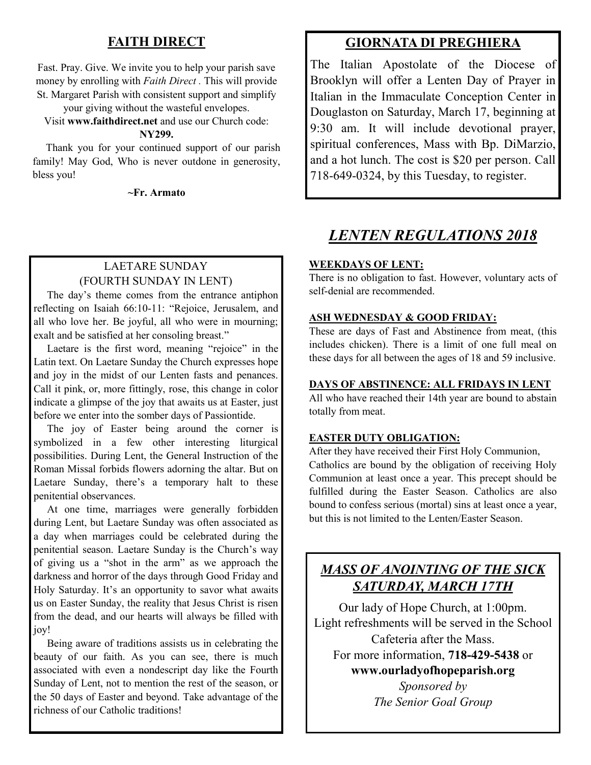## FAITH DIRECT

Fast. Pray. Give. We invite you to help your parish save money by enrolling with *Faith Direct* . This will provide St. Margaret Parish with consistent support and simplify your giving without the wasteful envelopes.
Visit **www.faithdirect.net** and use our Church code: **NY299.**

Thank you for your continued support of our parish family! May God, Who is never outdone in generosity, bless you!

**~Fr. Armato**

## LAETARE SUNDAY
## (FOURTH SUNDAY IN LENT)

The day's theme comes from the entrance antiphon reflecting on Isaiah 66:10-11: "Rejoice, Jerusalem, and all who love her. Be joyful, all who were in mourning; exalt and be satisfied at her consoling breast."

Laetare is the first word, meaning "rejoice" in the Latin text. On Laetare Sunday the Church expresses hope and joy in the midst of our Lenten fasts and penances. Call it pink, or, more fittingly, rose, this change in color indicate a glimpse of the joy that awaits us at Easter, just before we enter into the somber days of Passiontide.

The joy of Easter being around the corner is symbolized in a few other interesting liturgical possibilities. During Lent, the General Instruction of the Roman Missal forbids flowers adorning the altar. But on Laetare Sunday, there's a temporary halt to these penitential observances.

At one time, marriages were generally forbidden during Lent, but Laetare Sunday was often associated as a day when marriages could be celebrated during the penitential season. Laetare Sunday is the Church's way of giving us a "shot in the arm" as we approach the darkness and horror of the days through Good Friday and Holy Saturday. It's an opportunity to savor what awaits us on Easter Sunday, the reality that Jesus Christ is risen from the dead, and our hearts will always be filled with joy!

Being aware of traditions assists us in celebrating the beauty of our faith. As you can see, there is much associated with even a nondescript day like the Fourth Sunday of Lent, not to mention the rest of the season, or the 50 days of Easter and beyond. Take advantage of the richness of our Catholic traditions!

## GIORNATA DI PREGHIERA

The Italian Apostolate of the Diocese of Brooklyn will offer a Lenten Day of Prayer in Italian in the Immaculate Conception Center in Douglaston on Saturday, March 17, beginning at 9:30 am. It will include devotional prayer, spiritual conferences, Mass with Bp. DiMarzio, and a hot lunch. The cost is $20 per person. Call 718-649-0324, by this Tuesday, to register.

## *LENTEN REGULATIONS 2018*

**WEEKDAYS OF LENT:**
There is no obligation to fast. However, voluntary acts of self-denial are recommended.

**ASH WEDNESDAY & GOOD FRIDAY:**
These are days of Fast and Abstinence from meat, (this includes chicken). There is a limit of one full meal on these days for all between the ages of 18 and 59 inclusive.

**DAYS OF ABSTINENCE: ALL FRIDAYS IN LENT**
All who have reached their 14th year are bound to abstain totally from meat.

**EASTER DUTY OBLIGATION:**
After they have received their First Holy Communion, Catholics are bound by the obligation of receiving Holy Communion at least once a year. This precept should be fulfilled during the Easter Season. Catholics are also bound to confess serious (mortal) sins at least once a year, but this is not limited to the Lenten/Easter Season.

## *MASS OF ANOINTING OF THE SICK SATURDAY, MARCH 17TH*

Our lady of Hope Church, at 1:00pm.
Light refreshments will be served in the School Cafeteria after the Mass.
For more information, **718-429-5438** or
**www.ourladyofhopeparish.org**
*Sponsored by*
*The Senior Goal Group*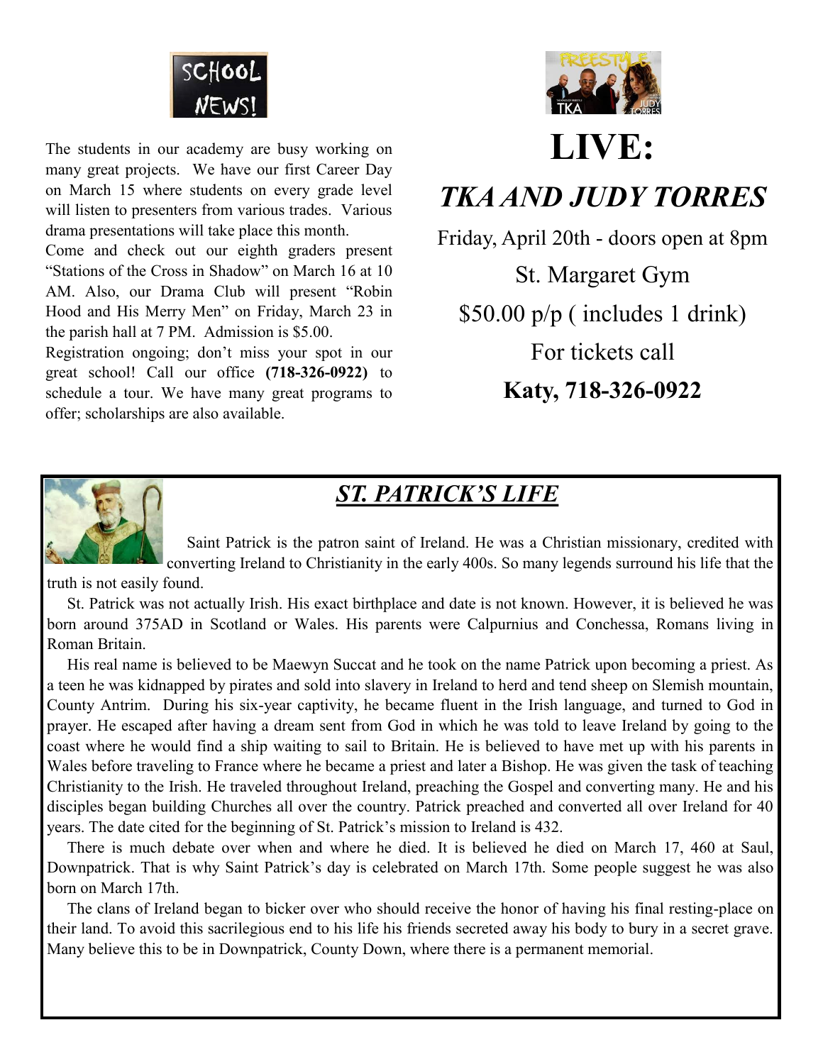## SCHOOL NEWS!

The students in our academy are busy working on many great projects. We have our first Career Day on March 15 where students on every grade level will listen to presenters from various trades. Various drama presentations will take place this month.

Come and check out our eighth graders present "Stations of the Cross in Shadow" on March 16 at 10 AM. Also, our Drama Club will present "Robin Hood and His Merry Men" on Friday, March 23 in the parish hall at 7 PM. Admission is $5.00.

Registration ongoing; don't miss your spot in our great school! Call our office **(718-326-0922)** to schedule a tour. We have many great programs to offer; scholarships are also available.

# LIVE:

## *TKA AND JUDY TORRES*

Friday, April 20th - doors open at 8pm

St. Margaret Gym

$50.00 p/p ( includes 1 drink)

For tickets call

**Katy, 718-326-0922**

## ***ST. PATRICK'S LIFE***

Saint Patrick is the patron saint of Ireland. He was a Christian missionary, credited with converting Ireland to Christianity in the early 400s. So many legends surround his life that the truth is not easily found.

St. Patrick was not actually Irish. His exact birthplace and date is not known. However, it is believed he was born around 375AD in Scotland or Wales. His parents were Calpurnius and Conchessa, Romans living in Roman Britain.

His real name is believed to be Maewyn Succat and he took on the name Patrick upon becoming a priest. As a teen he was kidnapped by pirates and sold into slavery in Ireland to herd and tend sheep on Slemish mountain, County Antrim. During his six-year captivity, he became fluent in the Irish language, and turned to God in prayer. He escaped after having a dream sent from God in which he was told to leave Ireland by going to the coast where he would find a ship waiting to sail to Britain. He is believed to have met up with his parents in Wales before traveling to France where he became a priest and later a Bishop. He was given the task of teaching Christianity to the Irish. He traveled throughout Ireland, preaching the Gospel and converting many. He and his disciples began building Churches all over the country. Patrick preached and converted all over Ireland for 40 years. The date cited for the beginning of St. Patrick's mission to Ireland is 432.

There is much debate over when and where he died. It is believed he died on March 17, 460 at Saul, Downpatrick. That is why Saint Patrick's day is celebrated on March 17th. Some people suggest he was also born on March 17th.

The clans of Ireland began to bicker over who should receive the honor of having his final resting-place on their land. To avoid this sacrilegious end to his life his friends secreted away his body to bury in a secret grave. Many believe this to be in Downpatrick, County Down, where there is a permanent memorial.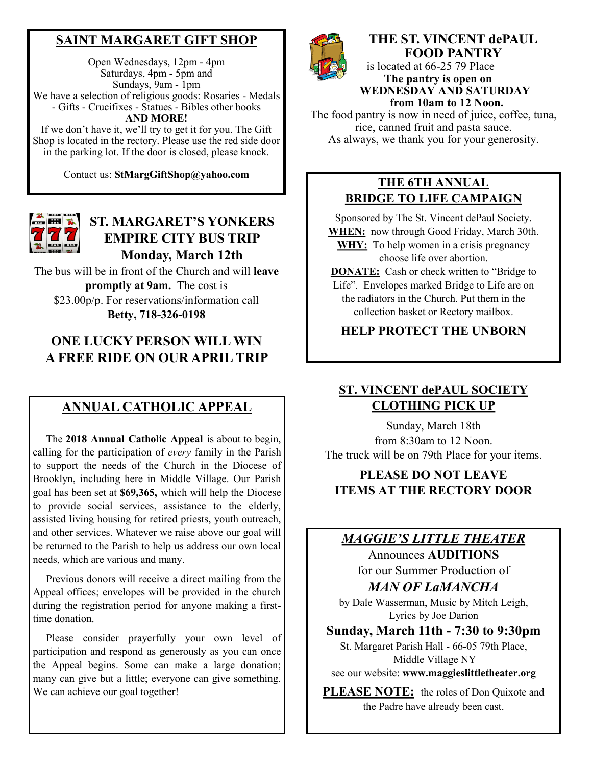## SAINT MARGARET GIFT SHOP

Open Wednesdays, 12pm - 4pm
Saturdays, 4pm - 5pm and
Sundays, 9am - 1pm
We have a selection of religious goods: Rosaries - Medals - Gifts - Crucifixes - Statues - Bibles other books
**AND MORE!**
If we don't have it, we'll try to get it for you. The Gift Shop is located in the rectory. Please use the red side door in the parking lot. If the door is closed, please knock.

Contact us: **StMargGiftShop@yahoo.com**

## ST. MARGARET'S YONKERS EMPIRE CITY BUS TRIP
## Monday, March 12th

The bus will be in front of the Church and will **leave promptly at 9am.** The cost is $23.00p/p. For reservations/information call **Betty, 718-326-0198**

**ONE LUCKY PERSON WILL WIN A FREE RIDE ON OUR APRIL TRIP**

## ANNUAL CATHOLIC APPEAL

The **2018 Annual Catholic Appeal** is about to begin, calling for the participation of *every* family in the Parish to support the needs of the Church in the Diocese of Brooklyn, including here in Middle Village. Our Parish goal has been set at **$69,365,** which will help the Diocese to provide social services, assistance to the elderly, assisted living housing for retired priests, youth outreach, and other services. Whatever we raise above our goal will be returned to the Parish to help us address our own local needs, which are various and many.

Previous donors will receive a direct mailing from the Appeal offices; envelopes will be provided in the church during the registration period for anyone making a first-time donation.

Please consider prayerfully your own level of participation and respond as generously as you can once the Appeal begins. Some can make a large donation; many can give but a little; everyone can give something. We can achieve our goal together!

## THE ST. VINCENT dePAUL FOOD PANTRY

is located at 66-25 79 Place
**The pantry is open on WEDNESDAY AND SATURDAY from 10am to 12 Noon.**
The food pantry is now in need of juice, coffee, tuna, rice, canned fruit and pasta sauce.
As always, we thank you for your generosity.

## THE 6TH ANNUAL BRIDGE TO LIFE CAMPAIGN

Sponsored by The St. Vincent dePaul Society.
**WHEN:** now through Good Friday, March 30th.
**WHY:** To help women in a crisis pregnancy choose life over abortion.
**DONATE:** Cash or check written to "Bridge to Life". Envelopes marked Bridge to Life are on the radiators in the Church. Put them in the collection basket or Rectory mailbox.

**HELP PROTECT THE UNBORN**

## ST. VINCENT dePAUL SOCIETY CLOTHING PICK UP

Sunday, March 18th
from 8:30am to 12 Noon.
The truck will be on 79th Place for your items.

**PLEASE DO NOT LEAVE ITEMS AT THE RECTORY DOOR**

## *MAGGIE'S LITTLE THEATER*

Announces **AUDITIONS**
for our Summer Production of
***MAN OF LaMANCHA***
by Dale Wasserman, Music by Mitch Leigh, Lyrics by Joe Darion

**Sunday, March 11th - 7:30 to 9:30pm**
St. Margaret Parish Hall - 66-05 79th Place, Middle Village NY
see our website: **www.maggieslittletheater.org**

**PLEASE NOTE:** the roles of Don Quixote and the Padre have already been cast.